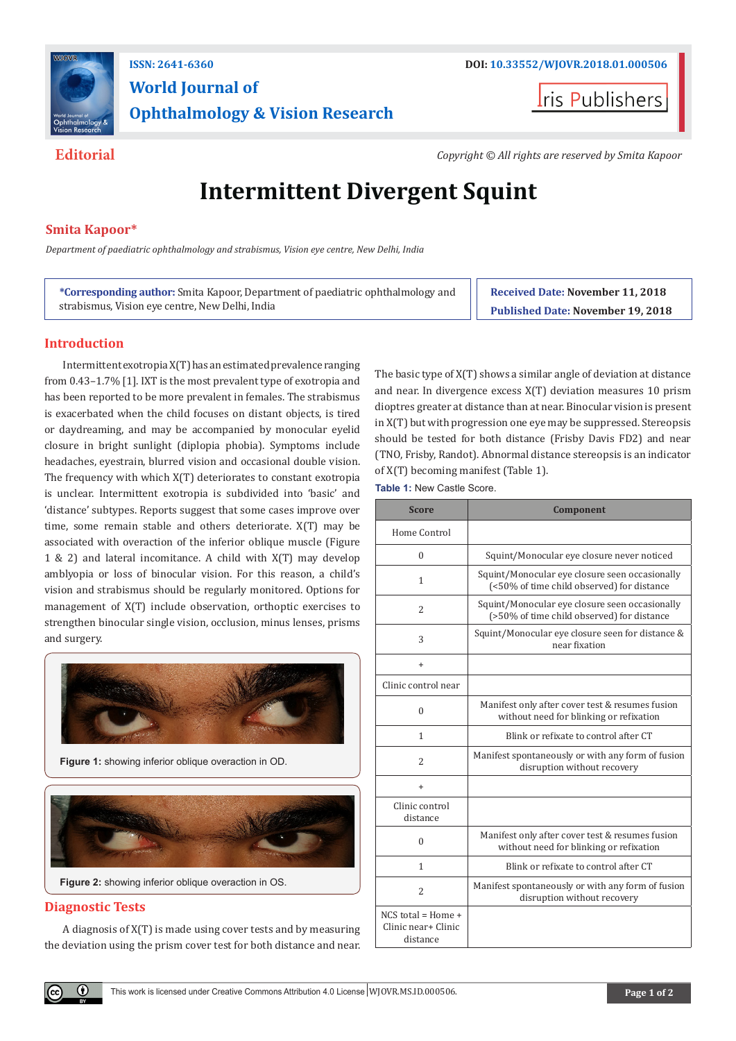**ISSN: 2641-6360**

**DOI: 10.33552/WJOVR.2018.01.000506**

# World Journal of Ophthalmology & Vision Research

**Editorial**

*Copyright © All rights are reserved by Smita Kapoor*

# Intermittent Divergent Squint

**Smita Kapoor***

*Department of paediatric ophthalmology and strabismus, Vision eye centre, New Delhi, India*

**\*Corresponding author:** Smita Kapoor, Department of paediatric ophthalmology and strabismus, Vision eye centre, New Delhi, India

**Received Date:** November 11, 2018

**Published Date:** November 19, 2018

## Introduction

Intermittent exotropia X(T) has an estimated prevalence ranging from 0.43–1.7% [1]. IXT is the most prevalent type of exotropia and has been reported to be more prevalent in females. The strabismus is exacerbated when the child focuses on distant objects, is tired or daydreaming, and may be accompanied by monocular eyelid closure in bright sunlight (diplopia phobia). Symptoms include headaches, eyestrain, blurred vision and occasional double vision. The frequency with which X(T) deteriorates to constant exotropia is unclear. Intermittent exotropia is subdivided into 'basic' and 'distance' subtypes. Reports suggest that some cases improve over time, some remain stable and others deteriorate. X(T) may be associated with overaction of the inferior oblique muscle (Figure 1 & 2) and lateral incomitance. A child with X(T) may develop amblyopia or loss of binocular vision. For this reason, a child's vision and strabismus should be regularly monitored. Options for management of X(T) include observation, orthoptic exercises to strengthen binocular single vision, occlusion, minus lenses, prisms and surgery.

**Figure 1:** showing inferior oblique overaction in OD.

**Figure 2:** showing inferior oblique overaction in OS.

## Diagnostic Tests

A diagnosis of X(T) is made using cover tests and by measuring the deviation using the prism cover test for both distance and near. The basic type of X(T) shows a similar angle of deviation at distance and near. In divergence excess X(T) deviation measures 10 prism dioptres greater at distance than at near. Binocular vision is present in X(T) but with progression one eye may be suppressed. Stereopsis should be tested for both distance (Frisby Davis FD2) and near (TNO, Frisby, Randot). Abnormal distance stereopsis is an indicator of X(T) becoming manifest (Table 1).

**Table 1:** New Castle Score.

| Score | Component |
|---|---|
| Home Control | |
| 0 | Squint/Monocular eye closure never noticed |
| 1 | Squint/Monocular eye closure seen occasionally (<50% of time child observed) for distance |
| 2 | Squint/Monocular eye closure seen occasionally (>50% of time child observed) for distance |
| 3 | Squint/Monocular eye closure seen for distance & near fixation |
| + | |
| Clinic control near | |
| 0 | Manifest only after cover test & resumes fusion without need for blinking or refixation |
| 1 | Blink or refixate to control after CT |
| 2 | Manifest spontaneously or with any form of fusion disruption without recovery |
| + | |
| Clinic control distance | |
| 0 | Manifest only after cover test & resumes fusion without need for blinking or refixation |
| 1 | Blink or refixate to control after CT |
| 2 | Manifest spontaneously or with any form of fusion disruption without recovery |
| NCS total = Home + Clinic near+ Clinic distance | |

This work is licensed under Creative Commons Attribution 4.0 License | WJOVR.MS.ID.000506.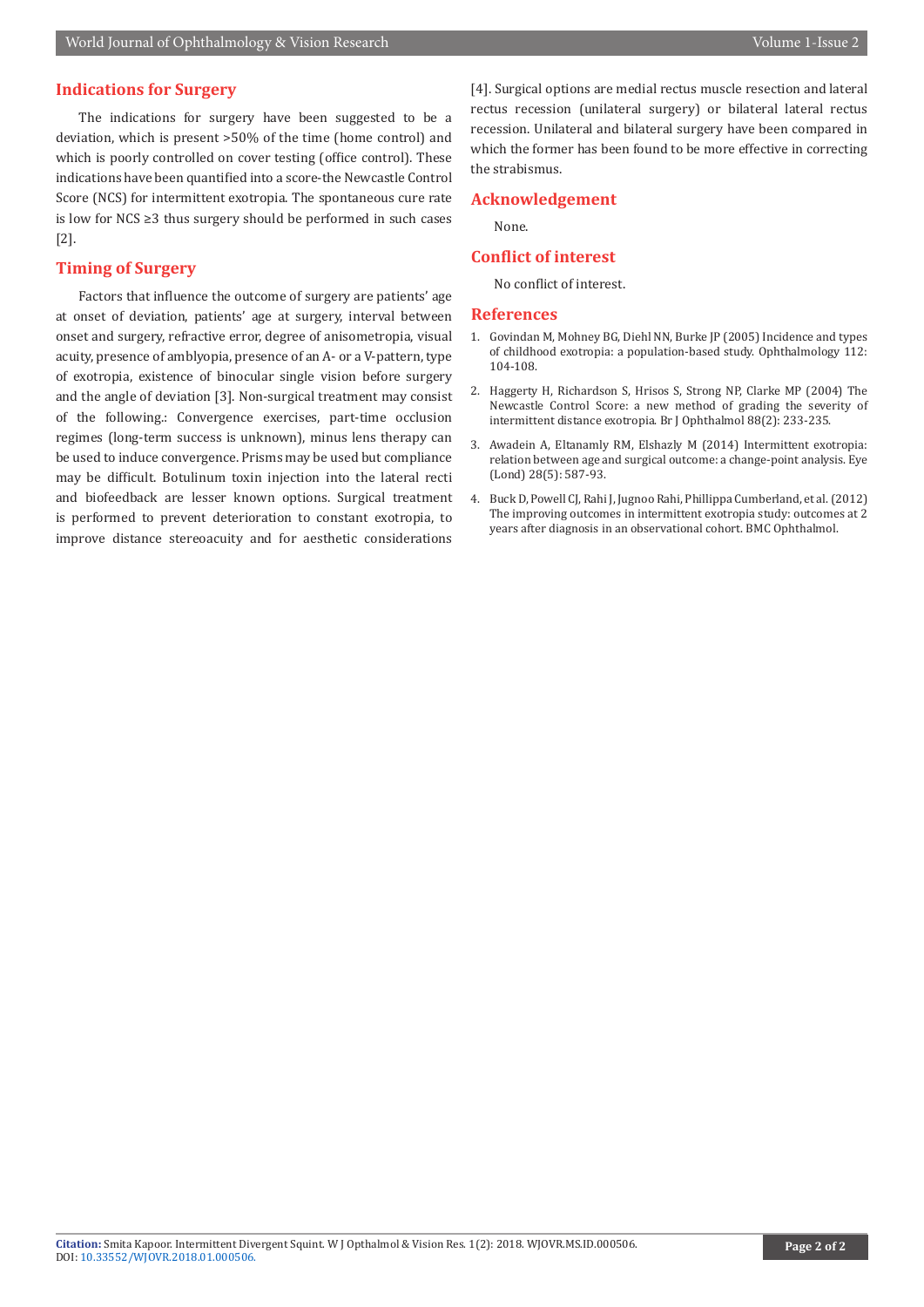## Indications for Surgery

The indications for surgery have been suggested to be a deviation, which is present >50% of the time (home control) and which is poorly controlled on cover testing (office control). These indications have been quantified into a score-the Newcastle Control Score (NCS) for intermittent exotropia. The spontaneous cure rate is low for NCS ≥3 thus surgery should be performed in such cases [2].

## Timing of Surgery

Factors that influence the outcome of surgery are patients' age at onset of deviation, patients' age at surgery, interval between onset and surgery, refractive error, degree of anisometropia, visual acuity, presence of amblyopia, presence of an A- or a V-pattern, type of exotropia, existence of binocular single vision before surgery and the angle of deviation [3]. Non-surgical treatment may consist of the following.: Convergence exercises, part-time occlusion regimes (long-term success is unknown), minus lens therapy can be used to induce convergence. Prisms may be used but compliance may be difficult. Botulinum toxin injection into the lateral recti and biofeedback are lesser known options. Surgical treatment is performed to prevent deterioration to constant exotropia, to improve distance stereoacuity and for aesthetic considerations [4]. Surgical options are medial rectus muscle resection and lateral rectus recession (unilateral surgery) or bilateral lateral rectus recession. Unilateral and bilateral surgery have been compared in which the former has been found to be more effective in correcting the strabismus.

## Acknowledgement

None.

## Conflict of interest

No conflict of interest.

## References

1. Govindan M, Mohney BG, Diehl NN, Burke JP (2005) Incidence and types of childhood exotropia: a population-based study. Ophthalmology 112: 104-108.
2. Haggerty H, Richardson S, Hrisos S, Strong NP, Clarke MP (2004) The Newcastle Control Score: a new method of grading the severity of intermittent distance exotropia. Br J Ophthalmol 88(2): 233-235.
3. Awadein A, Eltanamly RM, Elshazly M (2014) Intermittent exotropia: relation between age and surgical outcome: a change-point analysis. Eye (Lond) 28(5): 587-93.
4. Buck D, Powell CJ, Rahi J, Jugnoo Rahi, Phillippa Cumberland, et al. (2012) The improving outcomes in intermittent exotropia study: outcomes at 2 years after diagnosis in an observational cohort. BMC Ophthalmol.

**Citation:** Smita Kapoor. Intermittent Divergent Squint. W J Opthalmol & Vision Res. 1(2): 2018. WJOVR.MS.ID.000506.
DOI: 10.33552/WJOVR.2018.01.000506.